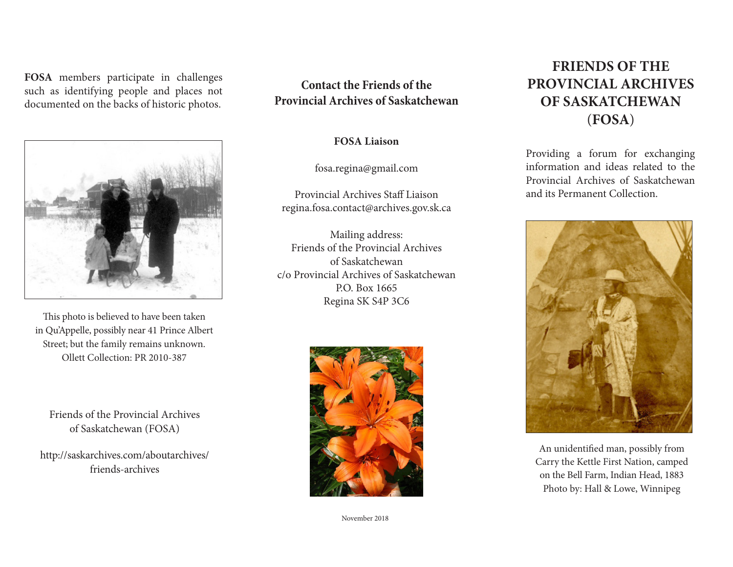**FOSA** members participate in challenges such as identifying people and places not documented on the backs of historic photos.

This photo is believed to have been taken in Qu'Appelle, possibly near 41 Prince Albert Street; but the family remains unknown. Ollett Collection: PR 2010-387

Friends of the Provincial Archives of Saskatchewan (FOSA)

http://saskarchives.com/aboutarchives/friends-archives

## Contact the Friends of the Provincial Archives of Saskatchewan

**FOSA Liaison**

fosa.regina@gmail.com

Provincial Archives Staff Liaison
regina.fosa.contact@archives.gov.sk.ca

Mailing address:
Friends of the Provincial Archives of Saskatchewan
c/o Provincial Archives of Saskatchewan
P.O. Box 1665
Regina SK S4P 3C6

November 2018

# FRIENDS OF THE PROVINCIAL ARCHIVES OF SASKATCHEWAN (FOSA)

Providing a forum for exchanging information and ideas related to the Provincial Archives of Saskatchewan and its Permanent Collection.

An unidentified man, possibly from Carry the Kettle First Nation, camped on the Bell Farm, Indian Head, 1883
Photo by: Hall & Lowe, Winnipeg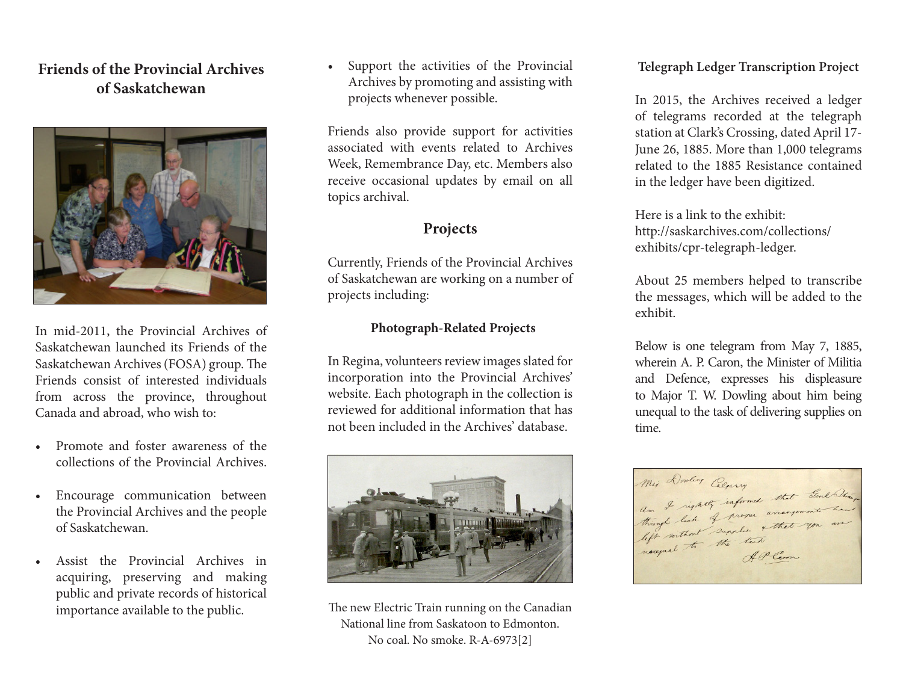# Friends of the Provincial Archives of Saskatchewan

In mid-2011, the Provincial Archives of Saskatchewan launched its Friends of the Saskatchewan Archives (FOSA) group. The Friends consist of interested individuals from across the province, throughout Canada and abroad, who wish to:

- Promote and foster awareness of the collections of the Provincial Archives.
- Encourage communication between the Provincial Archives and the people of Saskatchewan.
- Assist the Provincial Archives in acquiring, preserving and making public and private records of historical importance available to the public.
- Support the activities of the Provincial Archives by promoting and assisting with projects whenever possible.

Friends also provide support for activities associated with events related to Archives Week, Remembrance Day, etc. Members also receive occasional updates by email on all topics archival.

## Projects

Currently, Friends of the Provincial Archives of Saskatchewan are working on a number of projects including:

### Photograph-Related Projects

In Regina, volunteers review images slated for incorporation into the Provincial Archives' website. Each photograph in the collection is reviewed for additional information that has not been included in the Archives' database.

The new Electric Train running on the Canadian National line from Saskatoon to Edmonton. No coal. No smoke. R-A-6973[2]

### Telegraph Ledger Transcription Project

In 2015, the Archives received a ledger of telegrams recorded at the telegraph station at Clark's Crossing, dated April 17-June 26, 1885. More than 1,000 telegrams related to the 1885 Resistance contained in the ledger have been digitized.

Here is a link to the exhibit: http://saskarchives.com/collections/exhibits/cpr-telegraph-ledger.

About 25 members helped to transcribe the messages, which will be added to the exhibit.

Below is one telegram from May 7, 1885, wherein A. P. Caron, the Minister of Militia and Defence, expresses his displeasure to Major T. W. Dowling about him being unequal to the task of delivering supplies on time.

Maj Dowling Calgary
Am I rightly informed that Genl Strange through lack of proper arrangements has left without supplies & that you are unequal to the task
A P Caron